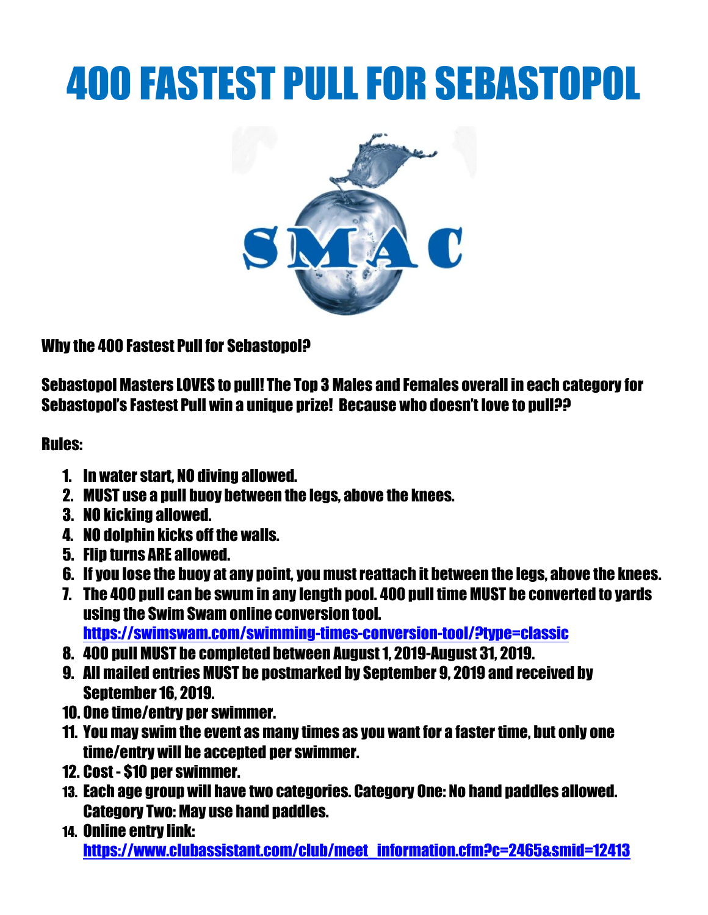# 400 FASTEST PULL FOR SEBASTOPOL

SMAC

**Why the 400 Fastest Pull for Sebastopol?**

**Sebastopol Masters LOVES to pull! The Top 3 Males and Females overall in each category for Sebastopol's Fastest Pull win a unique prize! Because who doesn't love to pull??**

**Rules:**

1. In water start, NO diving allowed.
2. MUST use a pull buoy between the legs, above the knees.
3. NO kicking allowed.
4. NO dolphin kicks off the walls.
5. Flip turns ARE allowed.
6. If you lose the buoy at any point, you must reattach it between the legs, above the knees.
7. The 400 pull can be swum in any length pool. 400 pull time MUST be converted to yards using the Swim Swam online conversion tool. [https://swimswam.com/swimming-times-conversion-tool/?type=classic](https://swimswam.com/swimming-times-conversion-tool/?type=classic)
8. 400 pull MUST be completed between August 1, 2019-August 31, 2019.
9. All mailed entries MUST be postmarked by September 9, 2019 and received by September 16, 2019.
10. One time/entry per swimmer.
11. You may swim the event as many times as you want for a faster time, but only one time/entry will be accepted per swimmer.
12. Cost - $10 per swimmer.
13. Each age group will have two categories. Category One: No hand paddles allowed. Category Two: May use hand paddles.
14. Online entry link: [https://www.clubassistant.com/club/meet_information.cfm?c=2465&smid=12413](https://www.clubassistant.com/club/meet_information.cfm?c=2465&smid=12413)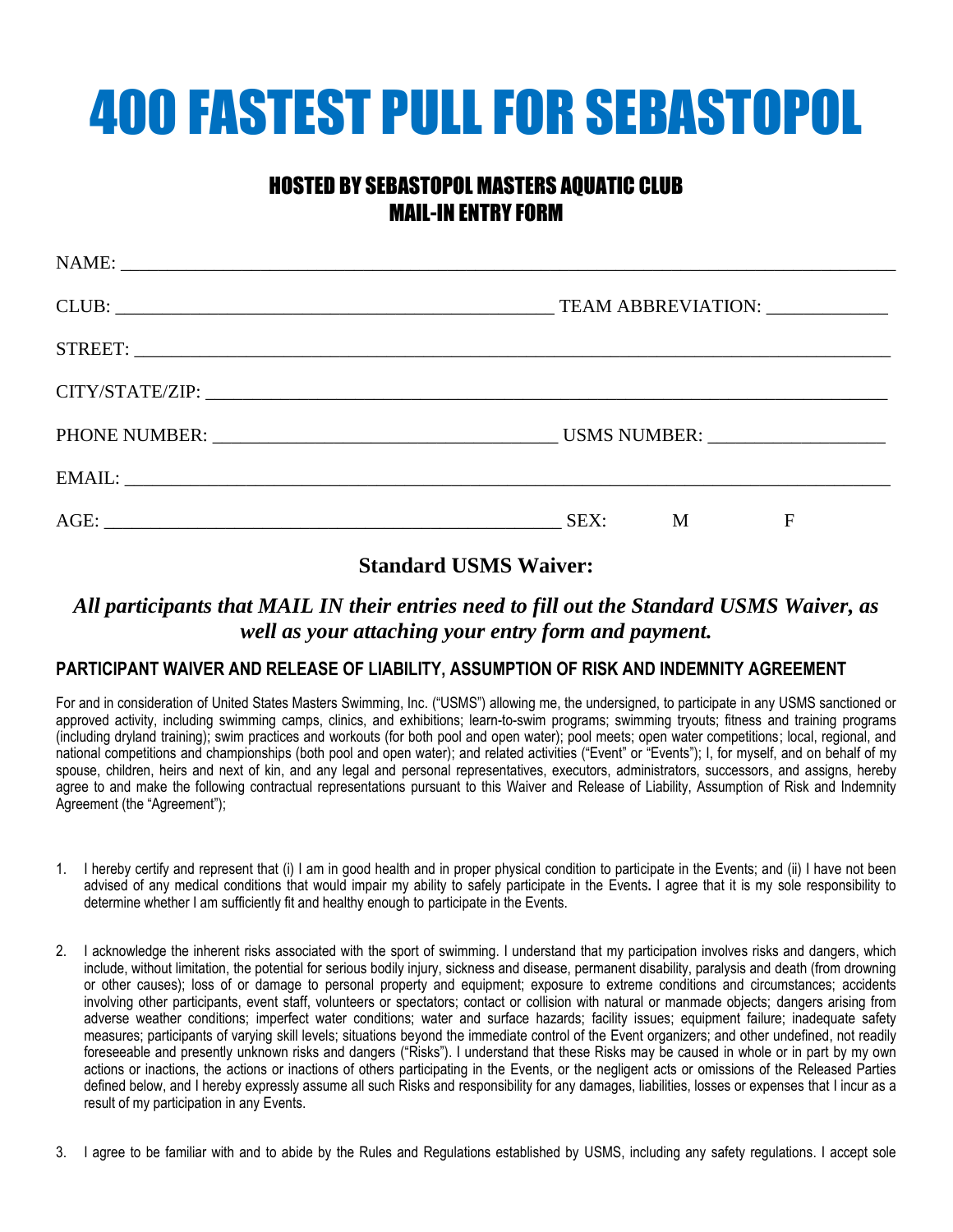# 400 FASTEST PULL FOR SEBASTOPOL

## HOSTED BY SEBASTOPOL MASTERS AQUATIC CLUB
## MAIL-IN ENTRY FORM

NAME: ________________________________________________________________________________

CLUB: ______________________________________________ TEAM ABBREVIATION: ____________

STREET: ______________________________________________________________________________

CITY/STATE/ZIP: _______________________________________________________________________

PHONE NUMBER: ____________________________________ USMS NUMBER: __________________

EMAIL: _______________________________________________________________________________

AGE: ________________________________________________ SEX: M F

### Standard USMS Waiver:

***All participants that MAIL IN their entries need to fill out the Standard USMS Waiver, as well as your attaching your entry form and payment.***

**PARTICIPANT WAIVER AND RELEASE OF LIABILITY, ASSUMPTION OF RISK AND INDEMNITY AGREEMENT**

For and in consideration of United States Masters Swimming, Inc. ("USMS") allowing me, the undersigned, to participate in any USMS sanctioned or approved activity, including swimming camps, clinics, and exhibitions; learn-to-swim programs; swimming tryouts; fitness and training programs (including dryland training); swim practices and workouts (for both pool and open water); pool meets; open water competitions; local, regional, and national competitions and championships (both pool and open water); and related activities ("Event" or "Events"); I, for myself, and on behalf of my spouse, children, heirs and next of kin, and any legal and personal representatives, executors, administrators, successors, and assigns, hereby agree to and make the following contractual representations pursuant to this Waiver and Release of Liability, Assumption of Risk and Indemnity Agreement (the "Agreement");

1. I hereby certify and represent that (i) I am in good health and in proper physical condition to participate in the Events; and (ii) I have not been advised of any medical conditions that would impair my ability to safely participate in the Events**.** I agree that it is my sole responsibility to determine whether I am sufficiently fit and healthy enough to participate in the Events.

2. I acknowledge the inherent risks associated with the sport of swimming. I understand that my participation involves risks and dangers, which include, without limitation, the potential for serious bodily injury, sickness and disease, permanent disability, paralysis and death (from drowning or other causes); loss of or damage to personal property and equipment; exposure to extreme conditions and circumstances; accidents involving other participants, event staff, volunteers or spectators; contact or collision with natural or manmade objects; dangers arising from adverse weather conditions; imperfect water conditions; water and surface hazards; facility issues; equipment failure; inadequate safety measures; participants of varying skill levels; situations beyond the immediate control of the Event organizers; and other undefined, not readily foreseeable and presently unknown risks and dangers ("Risks"). I understand that these Risks may be caused in whole or in part by my own actions or inactions, the actions or inactions of others participating in the Events, or the negligent acts or omissions of the Released Parties defined below, and I hereby expressly assume all such Risks and responsibility for any damages, liabilities, losses or expenses that I incur as a result of my participation in any Events.

3. I agree to be familiar with and to abide by the Rules and Regulations established by USMS, including any safety regulations. I accept sole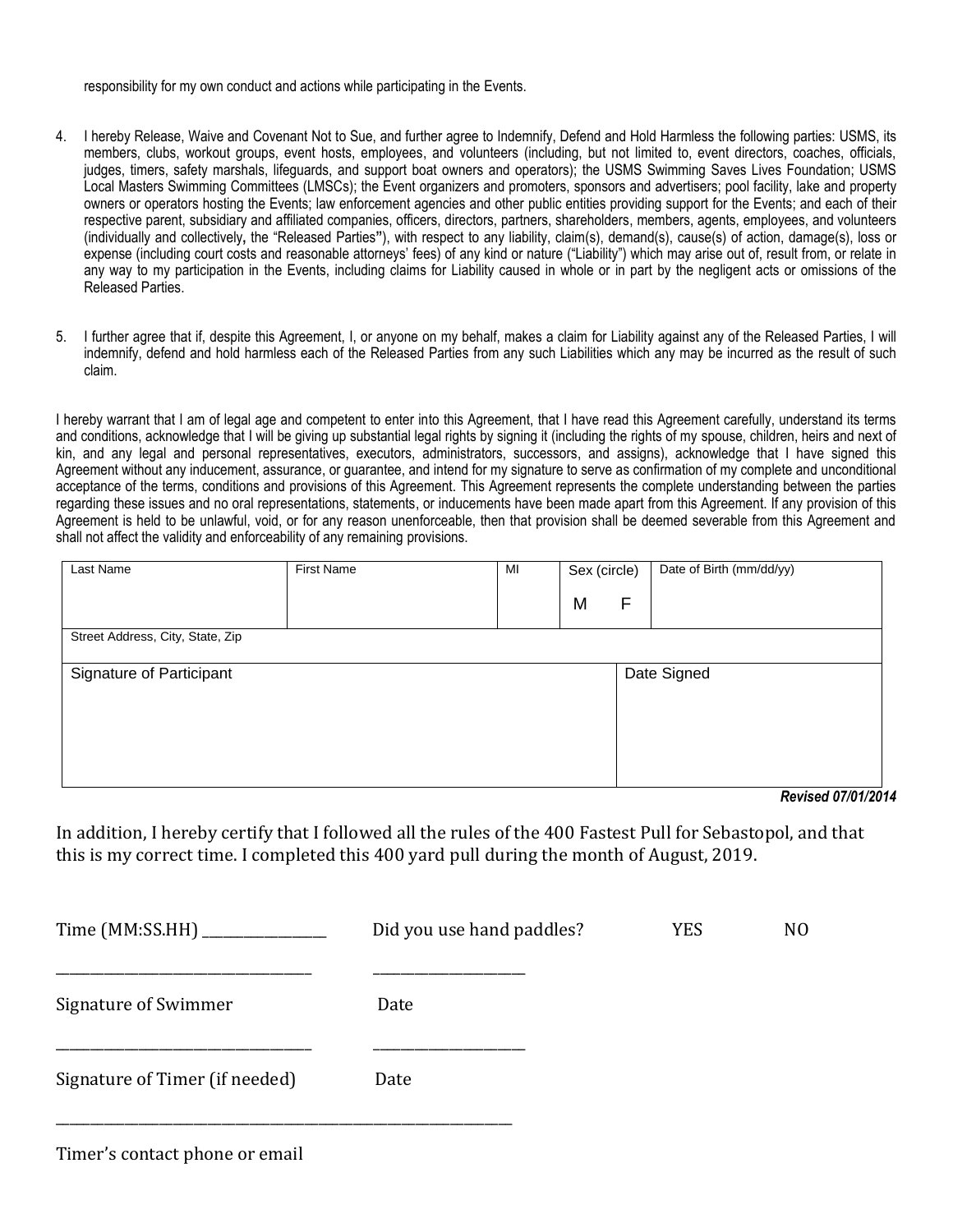responsibility for my own conduct and actions while participating in the Events.

4. I hereby Release, Waive and Covenant Not to Sue, and further agree to Indemnify, Defend and Hold Harmless the following parties: USMS, its members, clubs, workout groups, event hosts, employees, and volunteers (including, but not limited to, event directors, coaches, officials, judges, timers, safety marshals, lifeguards, and support boat owners and operators); the USMS Swimming Saves Lives Foundation; USMS Local Masters Swimming Committees (LMSCs); the Event organizers and promoters, sponsors and advertisers; pool facility, lake and property owners or operators hosting the Events; law enforcement agencies and other public entities providing support for the Events; and each of their respective parent, subsidiary and affiliated companies, officers, directors, partners, shareholders, members, agents, employees, and volunteers (individually and collectively**,** the "Released Parties**"**), with respect to any liability, claim(s), demand(s), cause(s) of action, damage(s), loss or expense (including court costs and reasonable attorneys' fees) of any kind or nature ("Liability") which may arise out of, result from, or relate in any way to my participation in the Events, including claims for Liability caused in whole or in part by the negligent acts or omissions of the Released Parties.

5. I further agree that if, despite this Agreement, I, or anyone on my behalf, makes a claim for Liability against any of the Released Parties, I will indemnify, defend and hold harmless each of the Released Parties from any such Liabilities which any may be incurred as the result of such claim.

I hereby warrant that I am of legal age and competent to enter into this Agreement, that I have read this Agreement carefully, understand its terms and conditions, acknowledge that I will be giving up substantial legal rights by signing it (including the rights of my spouse, children, heirs and next of kin, and any legal and personal representatives, executors, administrators, successors, and assigns), acknowledge that I have signed this Agreement without any inducement, assurance, or guarantee, and intend for my signature to serve as confirmation of my complete and unconditional acceptance of the terms, conditions and provisions of this Agreement. This Agreement represents the complete understanding between the parties regarding these issues and no oral representations, statements, or inducements have been made apart from this Agreement. If any provision of this Agreement is held to be unlawful, void, or for any reason unenforceable, then that provision shall be deemed severable from this Agreement and shall not affect the validity and enforceability of any remaining provisions.

| Last Name | First Name | MI | Sex (circle) M F | Date of Birth (mm/dd/yy) |
|---|---|---|---|---|
| Street Address, City, State, Zip | | | | |
| Signature of Participant | | | Date Signed | |

***Revised 07/01/2014***

In addition, I hereby certify that I followed all the rules of the 400 Fastest Pull for Sebastopol, and that this is my correct time. I completed this 400 yard pull during the month of August, 2019.

Time (MM:SS.HH) ________________ Did you use hand paddles? YES NO

________________________________ ____________________

Signature of Swimmer Date

________________________________ ____________________

Signature of Timer (if needed) Date

____________________________________________________________

Timer's contact phone or email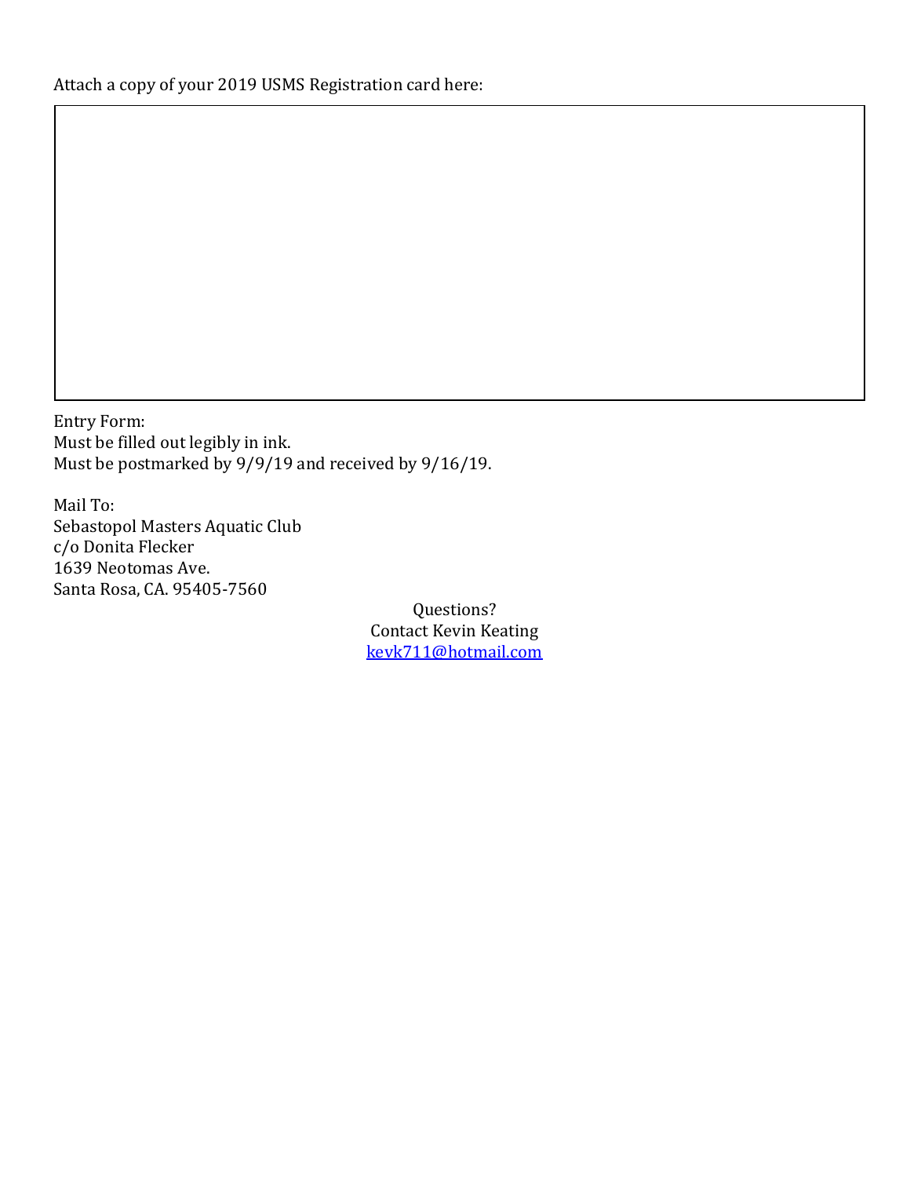Attach a copy of your 2019 USMS Registration card here:

Entry Form:
Must be filled out legibly in ink.
Must be postmarked by 9/9/19 and received by 9/16/19.

Mail To:
Sebastopol Masters Aquatic Club
c/o Donita Flecker
1639 Neotomas Ave.
Santa Rosa, CA. 95405-7560

Questions?
Contact Kevin Keating
kevk711@hotmail.com